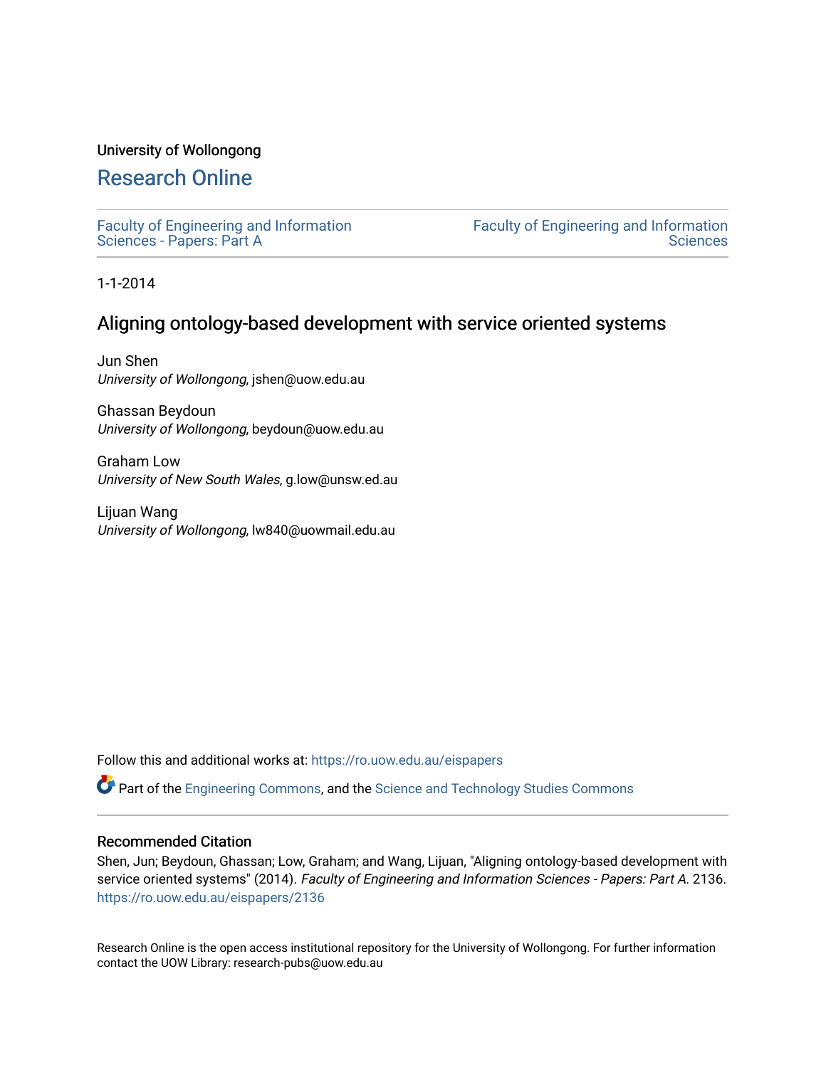University of Wollongong

# Research Online

Faculty of Engineering and Information Sciences - Papers: Part A

Faculty of Engineering and Information Sciences

1-1-2014

## Aligning ontology-based development with service oriented systems

Jun Shen
*University of Wollongong*, jshen@uow.edu.au

Ghassan Beydoun
*University of Wollongong*, beydoun@uow.edu.au

Graham Low
*University of New South Wales*, g.low@unsw.ed.au

Lijuan Wang
*University of Wollongong*, lw840@uowmail.edu.au

Follow this and additional works at: https://ro.uow.edu.au/eispapers

Part of the Engineering Commons, and the Science and Technology Studies Commons

### Recommended Citation

Shen, Jun; Beydoun, Ghassan; Low, Graham; and Wang, Lijuan, "Aligning ontology-based development with service oriented systems" (2014). *Faculty of Engineering and Information Sciences - Papers: Part A*. 2136.
https://ro.uow.edu.au/eispapers/2136

Research Online is the open access institutional repository for the University of Wollongong. For further information contact the UOW Library: research-pubs@uow.edu.au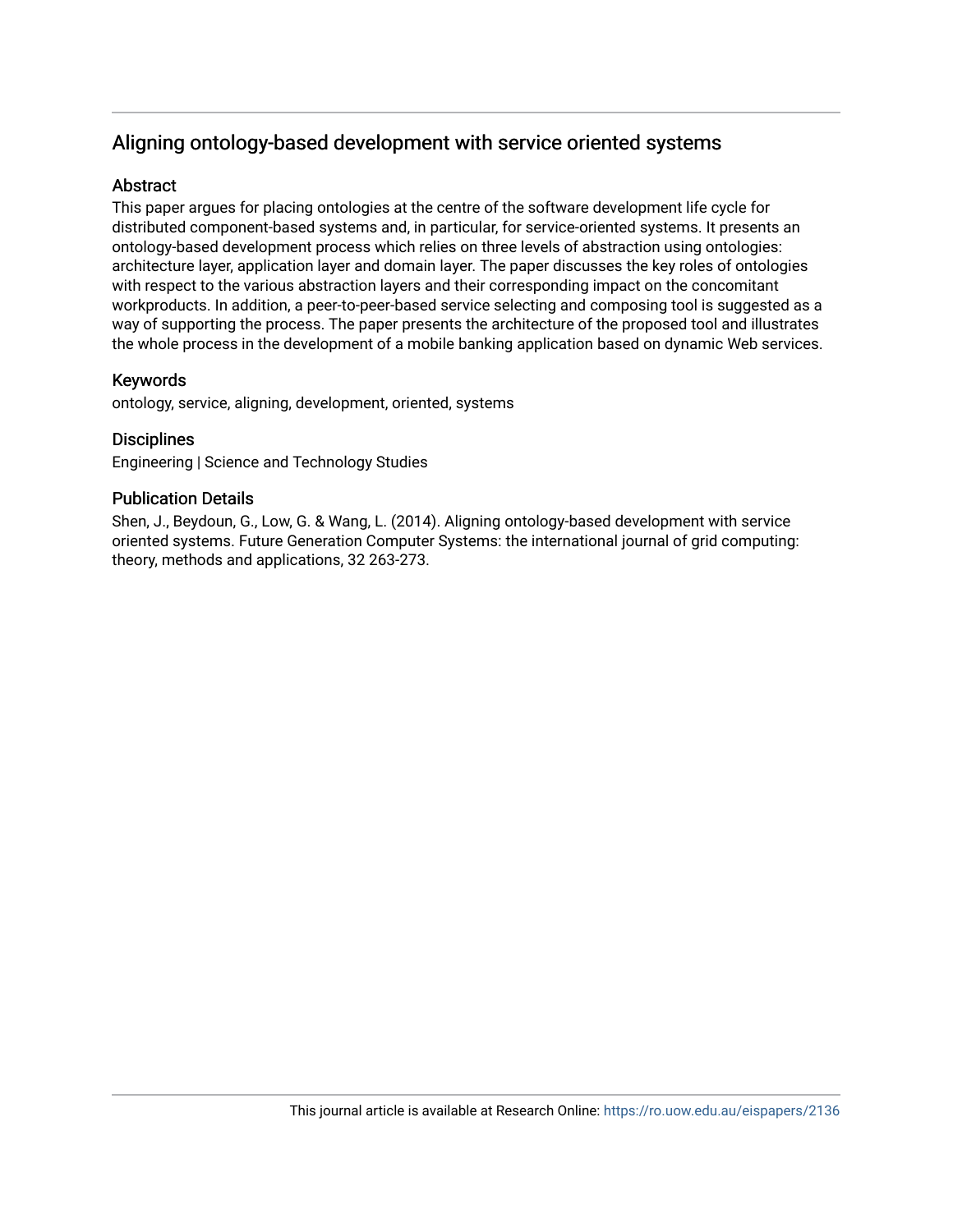# Aligning ontology-based development with service oriented systems

## Abstract

This paper argues for placing ontologies at the centre of the software development life cycle for distributed component-based systems and, in particular, for service-oriented systems. It presents an ontology-based development process which relies on three levels of abstraction using ontologies: architecture layer, application layer and domain layer. The paper discusses the key roles of ontologies with respect to the various abstraction layers and their corresponding impact on the concomitant workproducts. In addition, a peer-to-peer-based service selecting and composing tool is suggested as a way of supporting the process. The paper presents the architecture of the proposed tool and illustrates the whole process in the development of a mobile banking application based on dynamic Web services.

## Keywords

ontology, service, aligning, development, oriented, systems

## Disciplines

Engineering | Science and Technology Studies

## Publication Details

Shen, J., Beydoun, G., Low, G. & Wang, L. (2014). Aligning ontology-based development with service oriented systems. Future Generation Computer Systems: the international journal of grid computing: theory, methods and applications, 32 263-273.

This journal article is available at Research Online: https://ro.uow.edu.au/eispapers/2136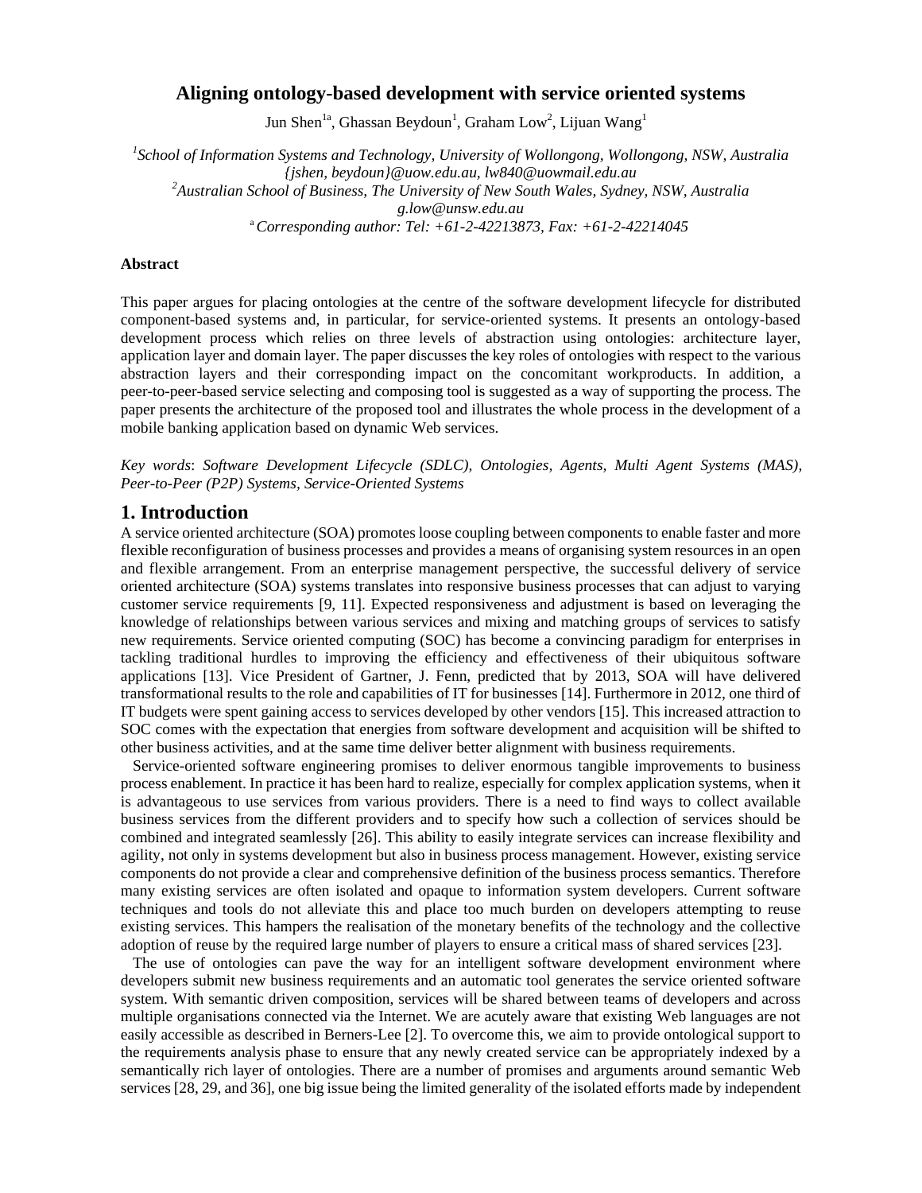# Aligning ontology-based development with service oriented systems

Jun Shen[1a], Ghassan Beydoun[1], Graham Low[2], Lijuan Wang[1]

[1]*School of Information Systems and Technology, University of Wollongong, Wollongong, NSW, Australia*
*{jshen, beydoun}@uow.edu.au, lw840@uowmail.edu.au*
[2]*Australian School of Business, The University of New South Wales, Sydney, NSW, Australia*
*g.low@unsw.edu.au*
[a] *Corresponding author: Tel: +61-2-42213873, Fax: +61-2-42214045*

**Abstract**

This paper argues for placing ontologies at the centre of the software development lifecycle for distributed component-based systems and, in particular, for service-oriented systems. It presents an ontology-based development process which relies on three levels of abstraction using ontologies: architecture layer, application layer and domain layer. The paper discusses the key roles of ontologies with respect to the various abstraction layers and their corresponding impact on the concomitant workproducts. In addition, a peer-to-peer-based service selecting and composing tool is suggested as a way of supporting the process. The paper presents the architecture of the proposed tool and illustrates the whole process in the development of a mobile banking application based on dynamic Web services.

*Key words*: *Software Development Lifecycle (SDLC), Ontologies, Agents, Multi Agent Systems (MAS), Peer-to-Peer (P2P) Systems, Service-Oriented Systems*

## 1. Introduction

A service oriented architecture (SOA) promotes loose coupling between components to enable faster and more flexible reconfiguration of business processes and provides a means of organising system resources in an open and flexible arrangement. From an enterprise management perspective, the successful delivery of service oriented architecture (SOA) systems translates into responsive business processes that can adjust to varying customer service requirements [9, 11]. Expected responsiveness and adjustment is based on leveraging the knowledge of relationships between various services and mixing and matching groups of services to satisfy new requirements. Service oriented computing (SOC) has become a convincing paradigm for enterprises in tackling traditional hurdles to improving the efficiency and effectiveness of their ubiquitous software applications [13]. Vice President of Gartner, J. Fenn, predicted that by 2013, SOA will have delivered transformational results to the role and capabilities of IT for businesses [14]. Furthermore in 2012, one third of IT budgets were spent gaining access to services developed by other vendors [15]. This increased attraction to SOC comes with the expectation that energies from software development and acquisition will be shifted to other business activities, and at the same time deliver better alignment with business requirements.

Service-oriented software engineering promises to deliver enormous tangible improvements to business process enablement. In practice it has been hard to realize, especially for complex application systems, when it is advantageous to use services from various providers. There is a need to find ways to collect available business services from the different providers and to specify how such a collection of services should be combined and integrated seamlessly [26]. This ability to easily integrate services can increase flexibility and agility, not only in systems development but also in business process management. However, existing service components do not provide a clear and comprehensive definition of the business process semantics. Therefore many existing services are often isolated and opaque to information system developers. Current software techniques and tools do not alleviate this and place too much burden on developers attempting to reuse existing services. This hampers the realisation of the monetary benefits of the technology and the collective adoption of reuse by the required large number of players to ensure a critical mass of shared services [23].

The use of ontologies can pave the way for an intelligent software development environment where developers submit new business requirements and an automatic tool generates the service oriented software system. With semantic driven composition, services will be shared between teams of developers and across multiple organisations connected via the Internet. We are acutely aware that existing Web languages are not easily accessible as described in Berners-Lee [2]. To overcome this, we aim to provide ontological support to the requirements analysis phase to ensure that any newly created service can be appropriately indexed by a semantically rich layer of ontologies. There are a number of promises and arguments around semantic Web services [28, 29, and 36], one big issue being the limited generality of the isolated efforts made by independent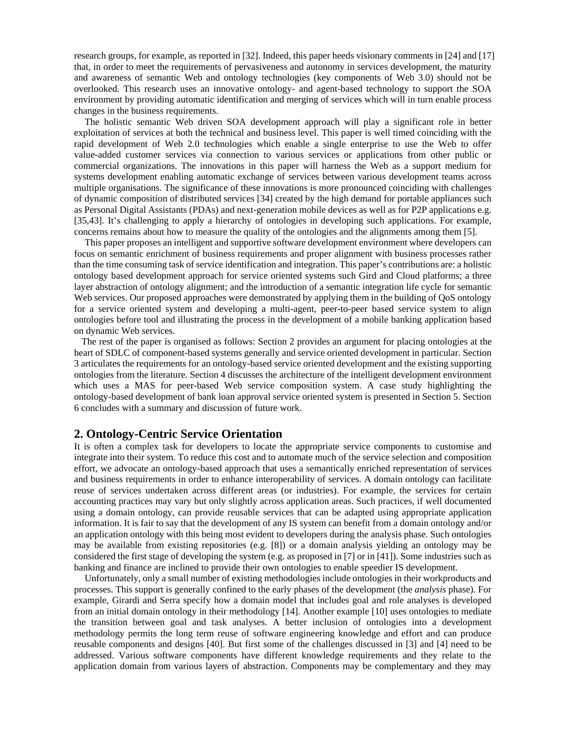research groups, for example, as reported in [32]. Indeed, this paper heeds visionary comments in [24] and [17] that, in order to meet the requirements of pervasiveness and autonomy in services development, the maturity and awareness of semantic Web and ontology technologies (key components of Web 3.0) should not be overlooked. This research uses an innovative ontology- and agent-based technology to support the SOA environment by providing automatic identification and merging of services which will in turn enable process changes in the business requirements.

The holistic semantic Web driven SOA development approach will play a significant role in better exploitation of services at both the technical and business level. This paper is well timed coinciding with the rapid development of Web 2.0 technologies which enable a single enterprise to use the Web to offer value-added customer services via connection to various services or applications from other public or commercial organizations. The innovations in this paper will harness the Web as a support medium for systems development enabling automatic exchange of services between various development teams across multiple organisations. The significance of these innovations is more pronounced coinciding with challenges of dynamic composition of distributed services [34] created by the high demand for portable appliances such as Personal Digital Assistants (PDAs) and next-generation mobile devices as well as for P2P applications e.g. [35,43]. It's challenging to apply a hierarchy of ontologies in developing such applications. For example, concerns remains about how to measure the quality of the ontologies and the alignments among them [5].

This paper proposes an intelligent and supportive software development environment where developers can focus on semantic enrichment of business requirements and proper alignment with business processes rather than the time consuming task of service identification and integration. This paper's contributions are: a holistic ontology based development approach for service oriented systems such Gird and Cloud platforms; a three layer abstraction of ontology alignment; and the introduction of a semantic integration life cycle for semantic Web services. Our proposed approaches were demonstrated by applying them in the building of QoS ontology for a service oriented system and developing a multi-agent, peer-to-peer based service system to align ontologies before tool and illustrating the process in the development of a mobile banking application based on dynamic Web services.

The rest of the paper is organised as follows: Section 2 provides an argument for placing ontologies at the heart of SDLC of component-based systems generally and service oriented development in particular. Section 3 articulates the requirements for an ontology-based service oriented development and the existing supporting ontologies from the literature. Section 4 discusses the architecture of the intelligent development environment which uses a MAS for peer-based Web service composition system. A case study highlighting the ontology-based development of bank loan approval service oriented system is presented in Section 5. Section 6 concludes with a summary and discussion of future work.

## 2. Ontology-Centric Service Orientation

It is often a complex task for developers to locate the appropriate service components to customise and integrate into their system. To reduce this cost and to automate much of the service selection and composition effort, we advocate an ontology-based approach that uses a semantically enriched representation of services and business requirements in order to enhance interoperability of services. A domain ontology can facilitate reuse of services undertaken across different areas (or industries). For example, the services for certain accounting practices may vary but only slightly across application areas. Such practices, if well documented using a domain ontology, can provide reusable services that can be adapted using appropriate application information. It is fair to say that the development of any IS system can benefit from a domain ontology and/or an application ontology with this being most evident to developers during the analysis phase. Such ontologies may be available from existing repositories (e.g. [8]) or a domain analysis yielding an ontology may be considered the first stage of developing the system (e.g. as proposed in [7] or in [41]). Some industries such as banking and finance are inclined to provide their own ontologies to enable speedier IS development.

Unfortunately, only a small number of existing methodologies include ontologies in their workproducts and processes. This support is generally confined to the early phases of the development (the *analysis* phase). For example, Girardi and Serra specify how a domain model that includes goal and role analyses is developed from an initial domain ontology in their methodology [14]. Another example [10] uses ontologies to mediate the transition between goal and task analyses. A better inclusion of ontologies into a development methodology permits the long term reuse of software engineering knowledge and effort and can produce reusable components and designs [40]. But first some of the challenges discussed in [3] and [4] need to be addressed. Various software components have different knowledge requirements and they relate to the application domain from various layers of abstraction. Components may be complementary and they may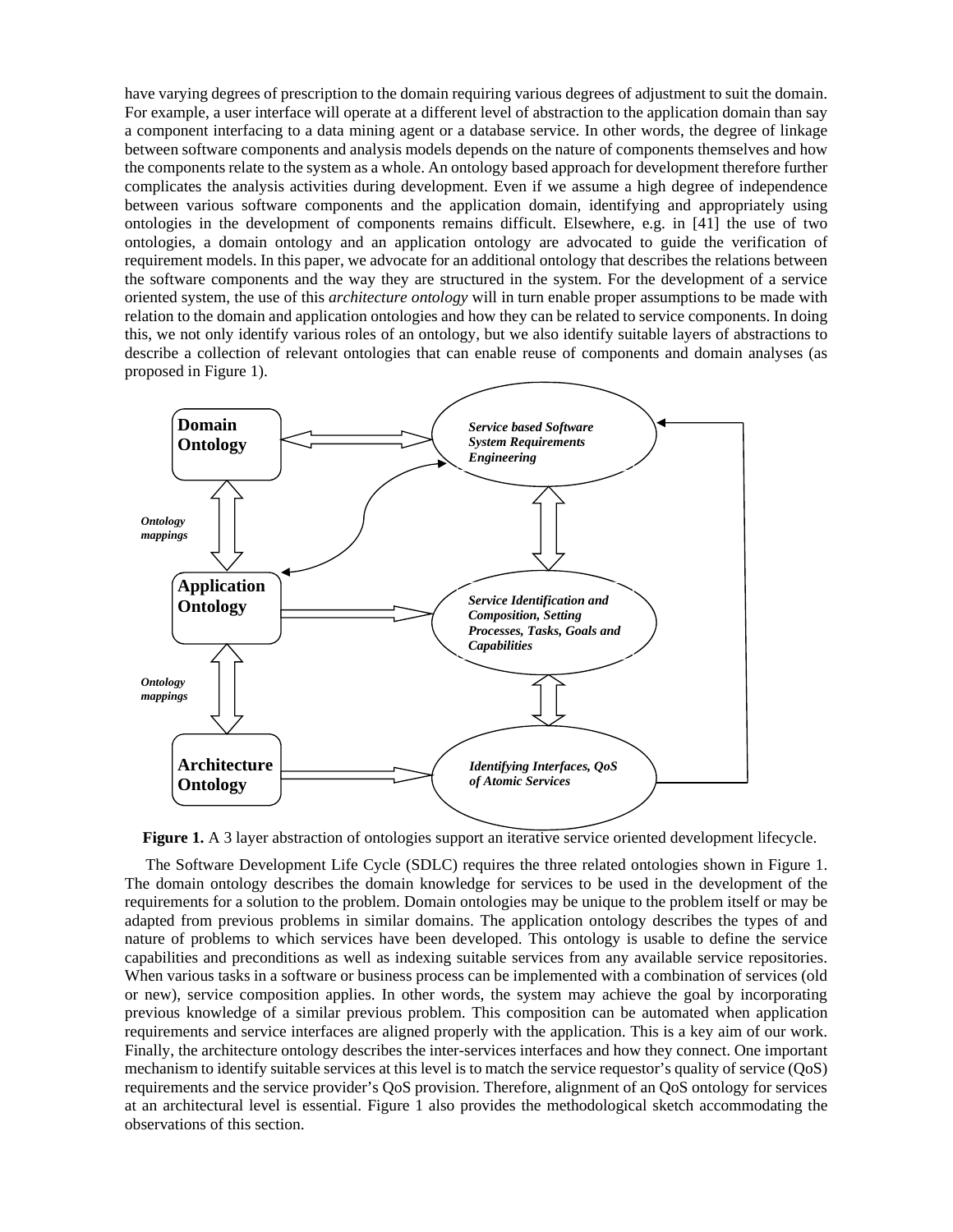have varying degrees of prescription to the domain requiring various degrees of adjustment to suit the domain. For example, a user interface will operate at a different level of abstraction to the application domain than say a component interfacing to a data mining agent or a database service. In other words, the degree of linkage between software components and analysis models depends on the nature of components themselves and how the components relate to the system as a whole. An ontology based approach for development therefore further complicates the analysis activities during development. Even if we assume a high degree of independence between various software components and the application domain, identifying and appropriately using ontologies in the development of components remains difficult. Elsewhere, e.g. in [41] the use of two ontologies, a domain ontology and an application ontology are advocated to guide the verification of requirement models. In this paper, we advocate for an additional ontology that describes the relations between the software components and the way they are structured in the system. For the development of a service oriented system, the use of this *architecture ontology* will in turn enable proper assumptions to be made with relation to the domain and application ontologies and how they can be related to service components. In doing this, we not only identify various roles of an ontology, but we also identify suitable layers of abstractions to describe a collection of relevant ontologies that can enable reuse of components and domain analyses (as proposed in Figure 1).

**Domain Ontology**

*Service based Software System Requirements Engineering*

*Ontology mappings*

**Application Ontology**

*Service Identification and Composition, Setting Processes, Tasks, Goals and Capabilities*

*Ontology mappings*

**Architecture Ontology**

*Identifying Interfaces, QoS of Atomic Services*

**Figure 1.** A 3 layer abstraction of ontologies support an iterative service oriented development lifecycle.

The Software Development Life Cycle (SDLC) requires the three related ontologies shown in Figure 1. The domain ontology describes the domain knowledge for services to be used in the development of the requirements for a solution to the problem. Domain ontologies may be unique to the problem itself or may be adapted from previous problems in similar domains. The application ontology describes the types of and nature of problems to which services have been developed. This ontology is usable to define the service capabilities and preconditions as well as indexing suitable services from any available service repositories. When various tasks in a software or business process can be implemented with a combination of services (old or new), service composition applies. In other words, the system may achieve the goal by incorporating previous knowledge of a similar previous problem. This composition can be automated when application requirements and service interfaces are aligned properly with the application. This is a key aim of our work. Finally, the architecture ontology describes the inter-services interfaces and how they connect. One important mechanism to identify suitable services at this level is to match the service requestor's quality of service (QoS) requirements and the service provider's QoS provision. Therefore, alignment of an QoS ontology for services at an architectural level is essential. Figure 1 also provides the methodological sketch accommodating the observations of this section.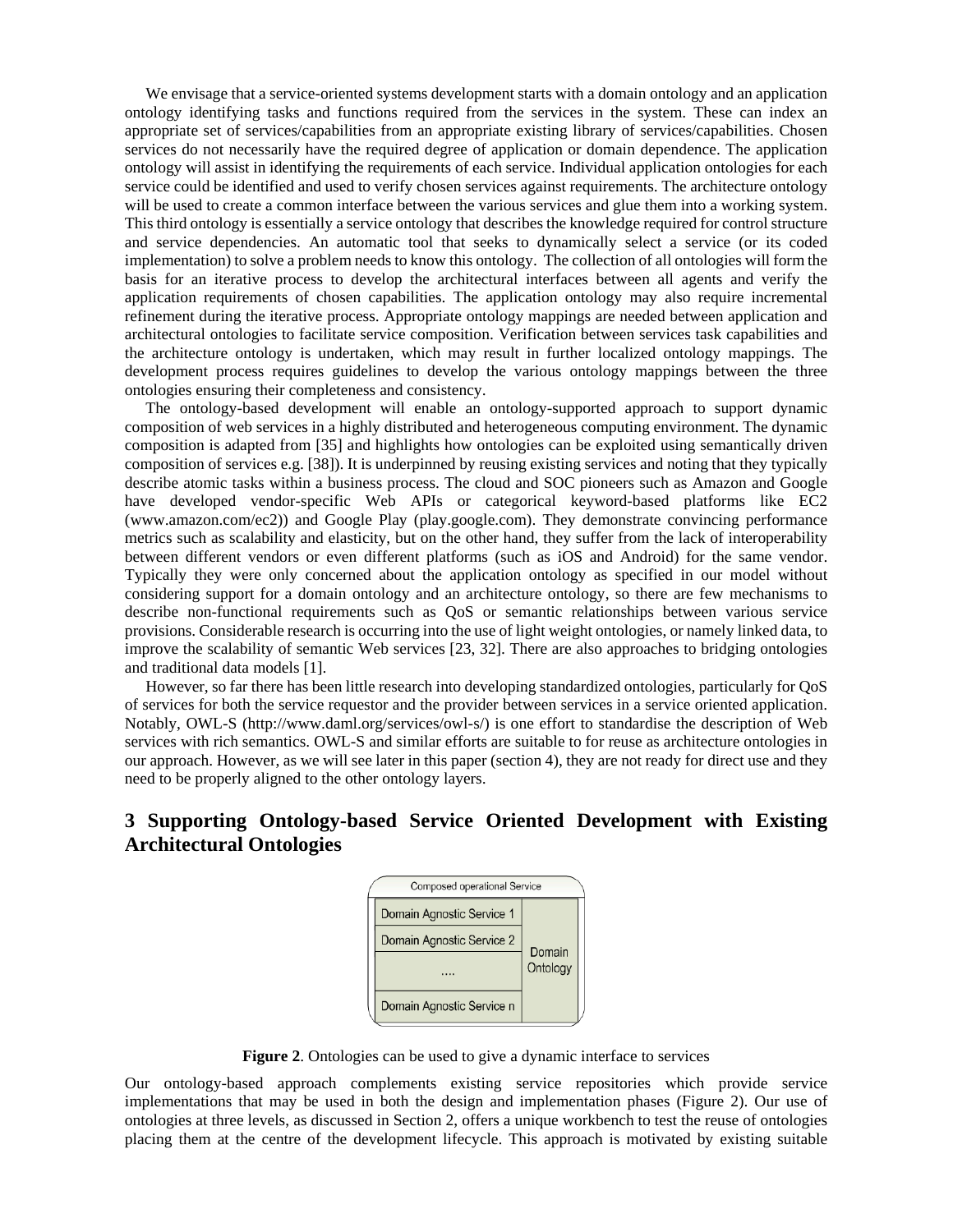We envisage that a service-oriented systems development starts with a domain ontology and an application ontology identifying tasks and functions required from the services in the system. These can index an appropriate set of services/capabilities from an appropriate existing library of services/capabilities. Chosen services do not necessarily have the required degree of application or domain dependence. The application ontology will assist in identifying the requirements of each service. Individual application ontologies for each service could be identified and used to verify chosen services against requirements. The architecture ontology will be used to create a common interface between the various services and glue them into a working system. This third ontology is essentially a service ontology that describes the knowledge required for control structure and service dependencies. An automatic tool that seeks to dynamically select a service (or its coded implementation) to solve a problem needs to know this ontology. The collection of all ontologies will form the basis for an iterative process to develop the architectural interfaces between all agents and verify the application requirements of chosen capabilities. The application ontology may also require incremental refinement during the iterative process. Appropriate ontology mappings are needed between application and architectural ontologies to facilitate service composition. Verification between services task capabilities and the architecture ontology is undertaken, which may result in further localized ontology mappings. The development process requires guidelines to develop the various ontology mappings between the three ontologies ensuring their completeness and consistency.

The ontology-based development will enable an ontology-supported approach to support dynamic composition of web services in a highly distributed and heterogeneous computing environment. The dynamic composition is adapted from [35] and highlights how ontologies can be exploited using semantically driven composition of services e.g. [38]). It is underpinned by reusing existing services and noting that they typically describe atomic tasks within a business process. The cloud and SOC pioneers such as Amazon and Google have developed vendor-specific Web APIs or categorical keyword-based platforms like EC2 (www.amazon.com/ec2)) and Google Play (play.google.com). They demonstrate convincing performance metrics such as scalability and elasticity, but on the other hand, they suffer from the lack of interoperability between different vendors or even different platforms (such as iOS and Android) for the same vendor. Typically they were only concerned about the application ontology as specified in our model without considering support for a domain ontology and an architecture ontology, so there are few mechanisms to describe non-functional requirements such as QoS or semantic relationships between various service provisions. Considerable research is occurring into the use of light weight ontologies, or namely linked data, to improve the scalability of semantic Web services [23, 32]. There are also approaches to bridging ontologies and traditional data models [1].

However, so far there has been little research into developing standardized ontologies, particularly for QoS of services for both the service requestor and the provider between services in a service oriented application. Notably, OWL-S (http://www.daml.org/services/owl-s/) is one effort to standardise the description of Web services with rich semantics. OWL-S and similar efforts are suitable to for reuse as architecture ontologies in our approach. However, as we will see later in this paper (section 4), they are not ready for direct use and they need to be properly aligned to the other ontology layers.

## 3 Supporting Ontology-based Service Oriented Development with Existing Architectural Ontologies

| Composed operational Service | |
|---|---|
| Domain Agnostic Service 1 | Domain Ontology |
| Domain Agnostic Service 2 | |
| .... | |
| Domain Agnostic Service n | |

**Figure 2**. Ontologies can be used to give a dynamic interface to services

Our ontology-based approach complements existing service repositories which provide service implementations that may be used in both the design and implementation phases (Figure 2). Our use of ontologies at three levels, as discussed in Section 2, offers a unique workbench to test the reuse of ontologies placing them at the centre of the development lifecycle. This approach is motivated by existing suitable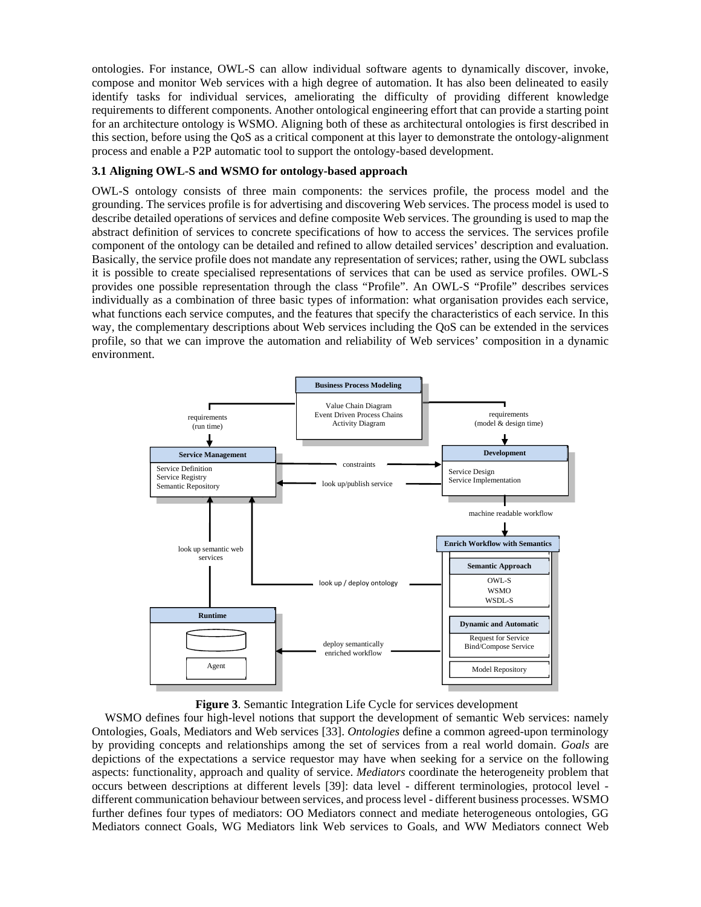ontologies. For instance, OWL-S can allow individual software agents to dynamically discover, invoke, compose and monitor Web services with a high degree of automation. It has also been delineated to easily identify tasks for individual services, ameliorating the difficulty of providing different knowledge requirements to different components. Another ontological engineering effort that can provide a starting point for an architecture ontology is WSMO. Aligning both of these as architectural ontologies is first described in this section, before using the QoS as a critical component at this layer to demonstrate the ontology-alignment process and enable a P2P automatic tool to support the ontology-based development.

### 3.1 Aligning OWL-S and WSMO for ontology-based approach

OWL-S ontology consists of three main components: the services profile, the process model and the grounding. The services profile is for advertising and discovering Web services. The process model is used to describe detailed operations of services and define composite Web services. The grounding is used to map the abstract definition of services to concrete specifications of how to access the services. The services profile component of the ontology can be detailed and refined to allow detailed services' description and evaluation. Basically, the service profile does not mandate any representation of services; rather, using the OWL subclass it is possible to create specialised representations of services that can be used as service profiles. OWL-S provides one possible representation through the class "Profile". An OWL-S "Profile" describes services individually as a combination of three basic types of information: what organisation provides each service, what functions each service computes, and the features that specify the characteristics of each service. In this way, the complementary descriptions about Web services including the QoS can be extended in the services profile, so that we can improve the automation and reliability of Web services' composition in a dynamic environment.

**Business Process Modeling**: Value Chain Diagram; Event Driven Process Chains; Activity Diagram

requirements (run time) → **Service Management**: Service Definition; Service Registry; Semantic Repository

requirements (model & design time) → **Development**: Service Design; Service Implementation

Service Management → constraints → Development

Development → look up/publish service → Service Management

Development → machine readable workflow → **Enrich Workflow with Semantics**

**Semantic Approach**: OWL-S; WSMO; WSDL-S

**Dynamic and Automatic**: Request for Service; Bind/Compose Service

Model Repository

Enrich Workflow with Semantics → look up / deploy ontology → Service Management

Enrich Workflow with Semantics → deploy semantically enriched workflow → **Runtime**: Agent

Runtime → look up semantic web services → Service Management

**Figure 3**. Semantic Integration Life Cycle for services development

WSMO defines four high-level notions that support the development of semantic Web services: namely Ontologies, Goals, Mediators and Web services [33]. *Ontologies* define a common agreed-upon terminology by providing concepts and relationships among the set of services from a real world domain. *Goals* are depictions of the expectations a service requestor may have when seeking for a service on the following aspects: functionality, approach and quality of service. *Mediators* coordinate the heterogeneity problem that occurs between descriptions at different levels [39]: data level - different terminologies, protocol level - different communication behaviour between services, and process level - different business processes. WSMO further defines four types of mediators: OO Mediators connect and mediate heterogeneous ontologies, GG Mediators connect Goals, WG Mediators link Web services to Goals, and WW Mediators connect Web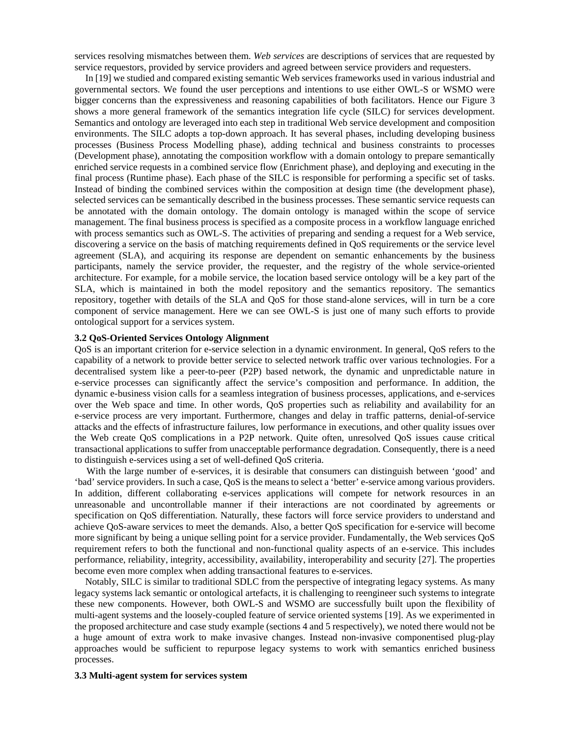services resolving mismatches between them. *Web services* are descriptions of services that are requested by service requestors, provided by service providers and agreed between service providers and requesters.

In [19] we studied and compared existing semantic Web services frameworks used in various industrial and governmental sectors. We found the user perceptions and intentions to use either OWL-S or WSMO were bigger concerns than the expressiveness and reasoning capabilities of both facilitators. Hence our Figure 3 shows a more general framework of the semantics integration life cycle (SILC) for services development. Semantics and ontology are leveraged into each step in traditional Web service development and composition environments. The SILC adopts a top-down approach. It has several phases, including developing business processes (Business Process Modelling phase), adding technical and business constraints to processes (Development phase), annotating the composition workflow with a domain ontology to prepare semantically enriched service requests in a combined service flow (Enrichment phase), and deploying and executing in the final process (Runtime phase). Each phase of the SILC is responsible for performing a specific set of tasks. Instead of binding the combined services within the composition at design time (the development phase), selected services can be semantically described in the business processes. These semantic service requests can be annotated with the domain ontology. The domain ontology is managed within the scope of service management. The final business process is specified as a composite process in a workflow language enriched with process semantics such as OWL-S. The activities of preparing and sending a request for a Web service, discovering a service on the basis of matching requirements defined in QoS requirements or the service level agreement (SLA), and acquiring its response are dependent on semantic enhancements by the business participants, namely the service provider, the requester, and the registry of the whole service-oriented architecture. For example, for a mobile service, the location based service ontology will be a key part of the SLA, which is maintained in both the model repository and the semantics repository. The semantics repository, together with details of the SLA and QoS for those stand-alone services, will in turn be a core component of service management. Here we can see OWL-S is just one of many such efforts to provide ontological support for a services system.

### 3.2 QoS-Oriented Services Ontology Alignment

QoS is an important criterion for e-service selection in a dynamic environment. In general, QoS refers to the capability of a network to provide better service to selected network traffic over various technologies. For a decentralised system like a peer-to-peer (P2P) based network, the dynamic and unpredictable nature in e-service processes can significantly affect the service's composition and performance. In addition, the dynamic e-business vision calls for a seamless integration of business processes, applications, and e-services over the Web space and time. In other words, QoS properties such as reliability and availability for an e-service process are very important. Furthermore, changes and delay in traffic patterns, denial-of-service attacks and the effects of infrastructure failures, low performance in executions, and other quality issues over the Web create QoS complications in a P2P network. Quite often, unresolved QoS issues cause critical transactional applications to suffer from unacceptable performance degradation. Consequently, there is a need to distinguish e-services using a set of well-defined QoS criteria.

With the large number of e-services, it is desirable that consumers can distinguish between 'good' and 'bad' service providers. In such a case, QoS is the means to select a 'better' e-service among various providers. In addition, different collaborating e-services applications will compete for network resources in an unreasonable and uncontrollable manner if their interactions are not coordinated by agreements or specification on QoS differentiation. Naturally, these factors will force service providers to understand and achieve QoS-aware services to meet the demands. Also, a better QoS specification for e-service will become more significant by being a unique selling point for a service provider. Fundamentally, the Web services QoS requirement refers to both the functional and non-functional quality aspects of an e-service. This includes performance, reliability, integrity, accessibility, availability, interoperability and security [27]. The properties become even more complex when adding transactional features to e-services.

Notably, SILC is similar to traditional SDLC from the perspective of integrating legacy systems. As many legacy systems lack semantic or ontological artefacts, it is challenging to reengineer such systems to integrate these new components. However, both OWL-S and WSMO are successfully built upon the flexibility of multi-agent systems and the loosely-coupled feature of service oriented systems [19]. As we experimented in the proposed architecture and case study example (sections 4 and 5 respectively), we noted there would not be a huge amount of extra work to make invasive changes. Instead non-invasive componentised plug-play approaches would be sufficient to repurpose legacy systems to work with semantics enriched business processes.

### 3.3 Multi-agent system for services system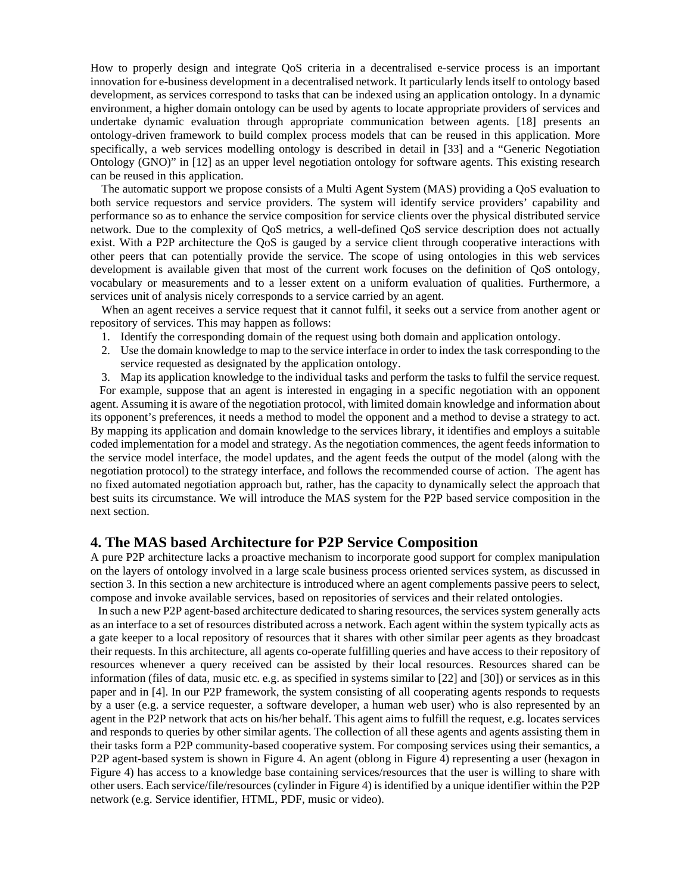How to properly design and integrate QoS criteria in a decentralised e-service process is an important innovation for e-business development in a decentralised network. It particularly lends itself to ontology based development, as services correspond to tasks that can be indexed using an application ontology. In a dynamic environment, a higher domain ontology can be used by agents to locate appropriate providers of services and undertake dynamic evaluation through appropriate communication between agents. [18] presents an ontology-driven framework to build complex process models that can be reused in this application. More specifically, a web services modelling ontology is described in detail in [33] and a "Generic Negotiation Ontology (GNO)" in [12] as an upper level negotiation ontology for software agents. This existing research can be reused in this application.

The automatic support we propose consists of a Multi Agent System (MAS) providing a QoS evaluation to both service requestors and service providers. The system will identify service providers' capability and performance so as to enhance the service composition for service clients over the physical distributed service network. Due to the complexity of QoS metrics, a well-defined QoS service description does not actually exist. With a P2P architecture the QoS is gauged by a service client through cooperative interactions with other peers that can potentially provide the service. The scope of using ontologies in this web services development is available given that most of the current work focuses on the definition of QoS ontology, vocabulary or measurements and to a lesser extent on a uniform evaluation of qualities. Furthermore, a services unit of analysis nicely corresponds to a service carried by an agent.

When an agent receives a service request that it cannot fulfil, it seeks out a service from another agent or repository of services. This may happen as follows:

1. Identify the corresponding domain of the request using both domain and application ontology.
2. Use the domain knowledge to map to the service interface in order to index the task corresponding to the service requested as designated by the application ontology.
3. Map its application knowledge to the individual tasks and perform the tasks to fulfil the service request.

For example, suppose that an agent is interested in engaging in a specific negotiation with an opponent agent. Assuming it is aware of the negotiation protocol, with limited domain knowledge and information about its opponent's preferences, it needs a method to model the opponent and a method to devise a strategy to act. By mapping its application and domain knowledge to the services library, it identifies and employs a suitable coded implementation for a model and strategy. As the negotiation commences, the agent feeds information to the service model interface, the model updates, and the agent feeds the output of the model (along with the negotiation protocol) to the strategy interface, and follows the recommended course of action. The agent has no fixed automated negotiation approach but, rather, has the capacity to dynamically select the approach that best suits its circumstance. We will introduce the MAS system for the P2P based service composition in the next section.

## 4. The MAS based Architecture for P2P Service Composition

A pure P2P architecture lacks a proactive mechanism to incorporate good support for complex manipulation on the layers of ontology involved in a large scale business process oriented services system, as discussed in section 3. In this section a new architecture is introduced where an agent complements passive peers to select, compose and invoke available services, based on repositories of services and their related ontologies.

In such a new P2P agent-based architecture dedicated to sharing resources, the services system generally acts as an interface to a set of resources distributed across a network. Each agent within the system typically acts as a gate keeper to a local repository of resources that it shares with other similar peer agents as they broadcast their requests. In this architecture, all agents co-operate fulfilling queries and have access to their repository of resources whenever a query received can be assisted by their local resources. Resources shared can be information (files of data, music etc. e.g. as specified in systems similar to [22] and [30]) or services as in this paper and in [4]. In our P2P framework, the system consisting of all cooperating agents responds to requests by a user (e.g. a service requester, a software developer, a human web user) who is also represented by an agent in the P2P network that acts on his/her behalf. This agent aims to fulfill the request, e.g. locates services and responds to queries by other similar agents. The collection of all these agents and agents assisting them in their tasks form a P2P community-based cooperative system. For composing services using their semantics, a P2P agent-based system is shown in Figure 4. An agent (oblong in Figure 4) representing a user (hexagon in Figure 4) has access to a knowledge base containing services/resources that the user is willing to share with other users. Each service/file/resources (cylinder in Figure 4) is identified by a unique identifier within the P2P network (e.g. Service identifier, HTML, PDF, music or video).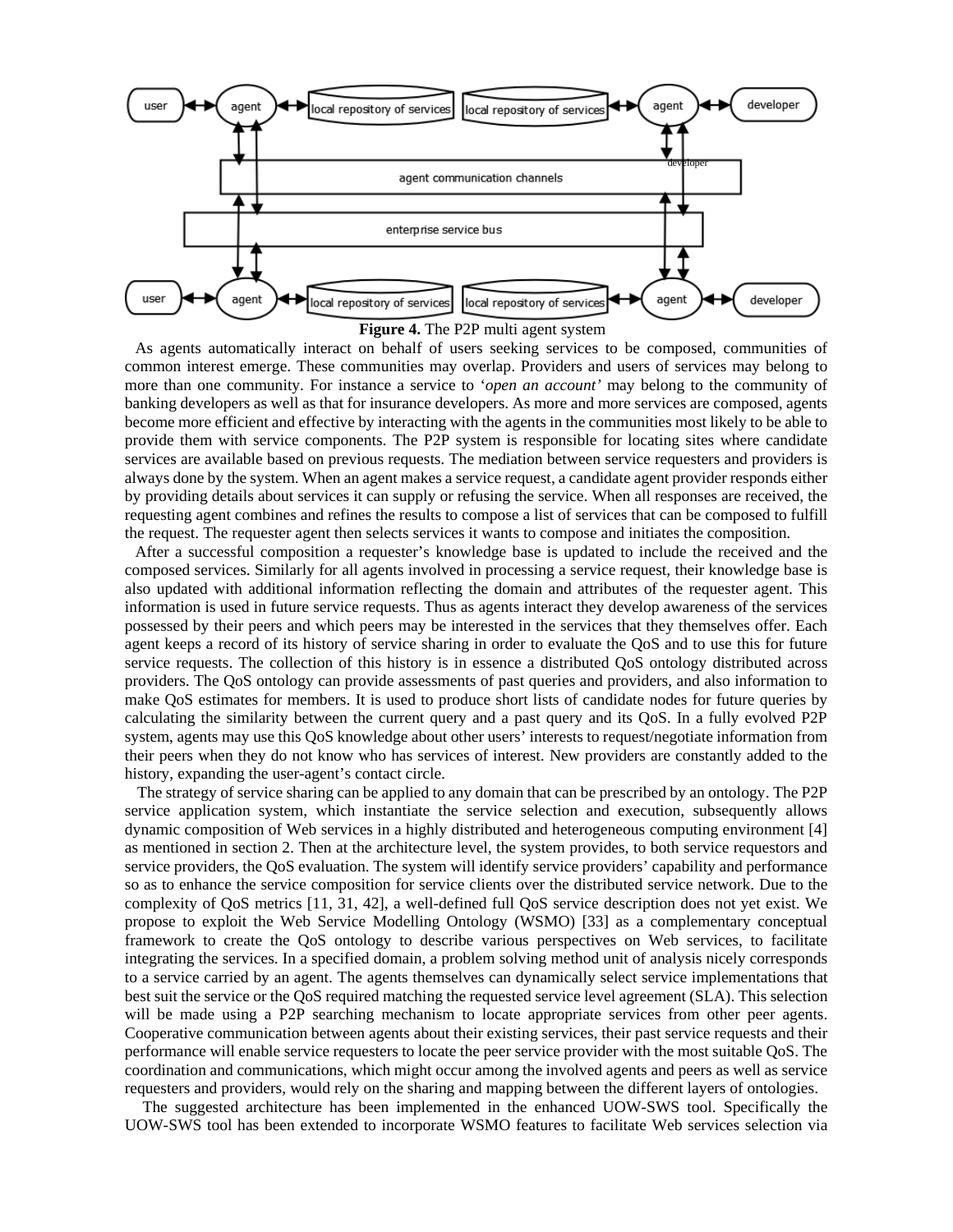user

agent

local repository of services

local repository of services

agent

developer

developer

agent communication channels

enterprise service bus

user

agent

local repository of services

local repository of services

agent

developer

**Figure 4.** The P2P multi agent system

As agents automatically interact on behalf of users seeking services to be composed, communities of common interest emerge. These communities may overlap. Providers and users of services may belong to more than one community. For instance a service to '*open an account*' may belong to the community of banking developers as well as that for insurance developers. As more and more services are composed, agents become more efficient and effective by interacting with the agents in the communities most likely to be able to provide them with service components. The P2P system is responsible for locating sites where candidate services are available based on previous requests. The mediation between service requesters and providers is always done by the system. When an agent makes a service request, a candidate agent provider responds either by providing details about services it can supply or refusing the service. When all responses are received, the requesting agent combines and refines the results to compose a list of services that can be composed to fulfill the request. The requester agent then selects services it wants to compose and initiates the composition.

After a successful composition a requester's knowledge base is updated to include the received and the composed services. Similarly for all agents involved in processing a service request, their knowledge base is also updated with additional information reflecting the domain and attributes of the requester agent. This information is used in future service requests. Thus as agents interact they develop awareness of the services possessed by their peers and which peers may be interested in the services that they themselves offer. Each agent keeps a record of its history of service sharing in order to evaluate the QoS and to use this for future service requests. The collection of this history is in essence a distributed QoS ontology distributed across providers. The QoS ontology can provide assessments of past queries and providers, and also information to make QoS estimates for members. It is used to produce short lists of candidate nodes for future queries by calculating the similarity between the current query and a past query and its QoS. In a fully evolved P2P system, agents may use this QoS knowledge about other users' interests to request/negotiate information from their peers when they do not know who has services of interest. New providers are constantly added to the history, expanding the user-agent's contact circle.

The strategy of service sharing can be applied to any domain that can be prescribed by an ontology. The P2P service application system, which instantiate the service selection and execution, subsequently allows dynamic composition of Web services in a highly distributed and heterogeneous computing environment [4] as mentioned in section 2. Then at the architecture level, the system provides, to both service requestors and service providers, the QoS evaluation. The system will identify service providers' capability and performance so as to enhance the service composition for service clients over the distributed service network. Due to the complexity of QoS metrics [11, 31, 42], a well-defined full QoS service description does not yet exist. We propose to exploit the Web Service Modelling Ontology (WSMO) [33] as a complementary conceptual framework to create the QoS ontology to describe various perspectives on Web services, to facilitate integrating the services. In a specified domain, a problem solving method unit of analysis nicely corresponds to a service carried by an agent. The agents themselves can dynamically select service implementations that best suit the service or the QoS required matching the requested service level agreement (SLA). This selection will be made using a P2P searching mechanism to locate appropriate services from other peer agents. Cooperative communication between agents about their existing services, their past service requests and their performance will enable service requesters to locate the peer service provider with the most suitable QoS. The coordination and communications, which might occur among the involved agents and peers as well as service requesters and providers, would rely on the sharing and mapping between the different layers of ontologies.

The suggested architecture has been implemented in the enhanced UOW-SWS tool. Specifically the UOW-SWS tool has been extended to incorporate WSMO features to facilitate Web services selection via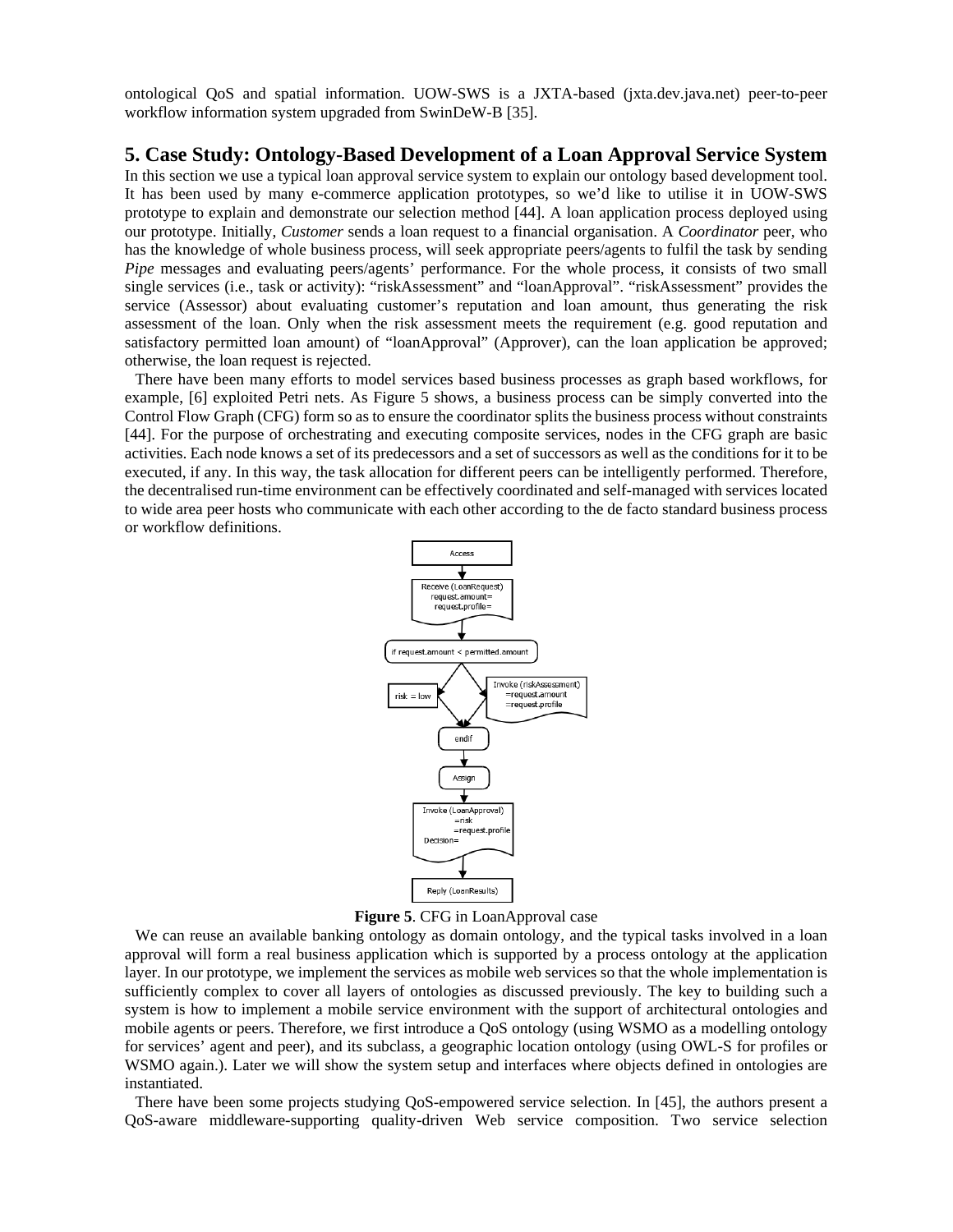ontological QoS and spatial information. UOW-SWS is a JXTA-based (jxta.dev.java.net) peer-to-peer workflow information system upgraded from SwinDeW-B [35].

## 5. Case Study: Ontology-Based Development of a Loan Approval Service System

In this section we use a typical loan approval service system to explain our ontology based development tool. It has been used by many e-commerce application prototypes, so we'd like to utilise it in UOW-SWS prototype to explain and demonstrate our selection method [44]. A loan application process deployed using our prototype. Initially, *Customer* sends a loan request to a financial organisation. A *Coordinator* peer, who has the knowledge of whole business process, will seek appropriate peers/agents to fulfil the task by sending *Pipe* messages and evaluating peers/agents' performance. For the whole process, it consists of two small single services (i.e., task or activity): "riskAssessment" and "loanApproval". "riskAssessment" provides the service (Assessor) about evaluating customer's reputation and loan amount, thus generating the risk assessment of the loan. Only when the risk assessment meets the requirement (e.g. good reputation and satisfactory permitted loan amount) of "loanApproval" (Approver), can the loan application be approved; otherwise, the loan request is rejected.

There have been many efforts to model services based business processes as graph based workflows, for example, [6] exploited Petri nets. As Figure 5 shows, a business process can be simply converted into the Control Flow Graph (CFG) form so as to ensure the coordinator splits the business process without constraints [44]. For the purpose of orchestrating and executing composite services, nodes in the CFG graph are basic activities. Each node knows a set of its predecessors and a set of successors as well as the conditions for it to be executed, if any. In this way, the task allocation for different peers can be intelligently performed. Therefore, the decentralised run-time environment can be effectively coordinated and self-managed with services located to wide area peer hosts who communicate with each other according to the de facto standard business process or workflow definitions.

**Figure 5**. CFG in LoanApproval case

We can reuse an available banking ontology as domain ontology, and the typical tasks involved in a loan approval will form a real business application which is supported by a process ontology at the application layer. In our prototype, we implement the services as mobile web services so that the whole implementation is sufficiently complex to cover all layers of ontologies as discussed previously. The key to building such a system is how to implement a mobile service environment with the support of architectural ontologies and mobile agents or peers. Therefore, we first introduce a QoS ontology (using WSMO as a modelling ontology for services' agent and peer), and its subclass, a geographic location ontology (using OWL-S for profiles or WSMO again.). Later we will show the system setup and interfaces where objects defined in ontologies are instantiated.

There have been some projects studying QoS-empowered service selection. In [45], the authors present a QoS-aware middleware-supporting quality-driven Web service composition. Two service selection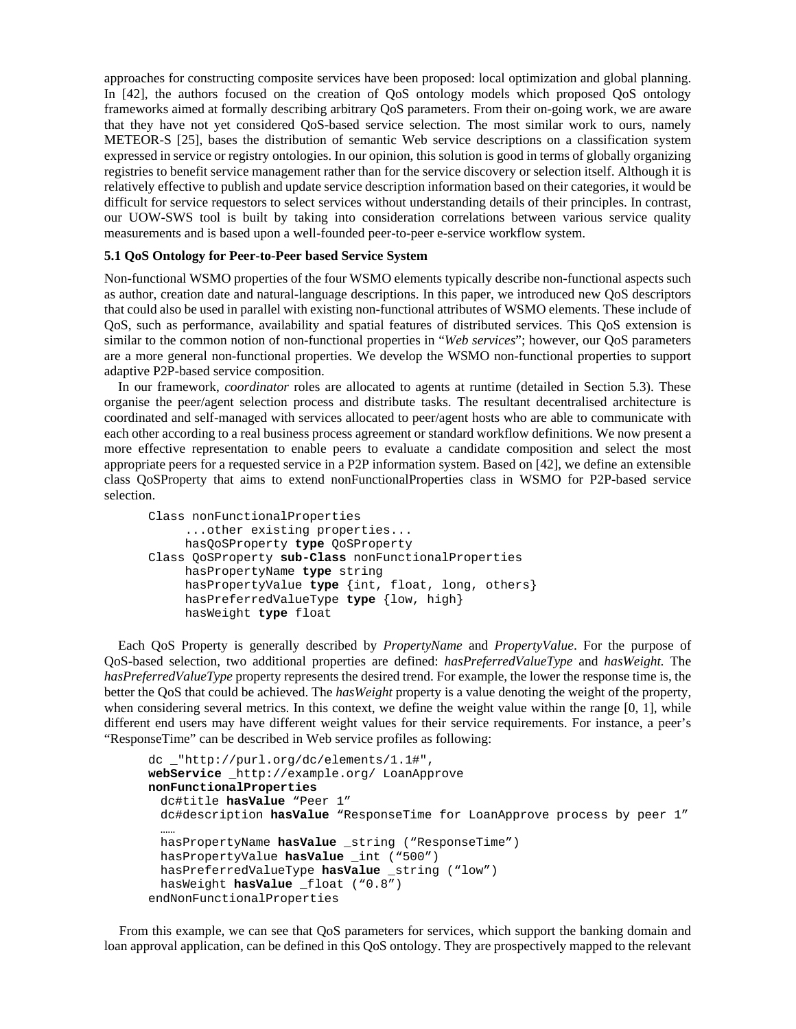approaches for constructing composite services have been proposed: local optimization and global planning. In [42], the authors focused on the creation of QoS ontology models which proposed QoS ontology frameworks aimed at formally describing arbitrary QoS parameters. From their on-going work, we are aware that they have not yet considered QoS-based service selection. The most similar work to ours, namely METEOR-S [25], bases the distribution of semantic Web service descriptions on a classification system expressed in service or registry ontologies. In our opinion, this solution is good in terms of globally organizing registries to benefit service management rather than for the service discovery or selection itself. Although it is relatively effective to publish and update service description information based on their categories, it would be difficult for service requestors to select services without understanding details of their principles. In contrast, our UOW-SWS tool is built by taking into consideration correlations between various service quality measurements and is based upon a well-founded peer-to-peer e-service workflow system.

### 5.1 QoS Ontology for Peer-to-Peer based Service System

Non-functional WSMO properties of the four WSMO elements typically describe non-functional aspects such as author, creation date and natural-language descriptions. In this paper, we introduced new QoS descriptors that could also be used in parallel with existing non-functional attributes of WSMO elements. These include of QoS, such as performance, availability and spatial features of distributed services. This QoS extension is similar to the common notion of non-functional properties in "*Web services*"; however, our QoS parameters are a more general non-functional properties. We develop the WSMO non-functional properties to support adaptive P2P-based service composition.

In our framework, *coordinator* roles are allocated to agents at runtime (detailed in Section 5.3). These organise the peer/agent selection process and distribute tasks. The resultant decentralised architecture is coordinated and self-managed with services allocated to peer/agent hosts who are able to communicate with each other according to a real business process agreement or standard workflow definitions. We now present a more effective representation to enable peers to evaluate a candidate composition and select the most appropriate peers for a requested service in a P2P information system. Based on [42], we define an extensible class QoSProperty that aims to extend nonFunctionalProperties class in WSMO for P2P-based service selection.

```
Class nonFunctionalProperties
     ...other existing properties...
     hasQoSProperty type QoSProperty
Class QoSProperty sub-Class nonFunctionalProperties
     hasPropertyName type string
     hasPropertyValue type {int, float, long, others}
     hasPreferredValueType type {low, high}
     hasWeight type float
```

Each QoS Property is generally described by *PropertyName* and *PropertyValue*. For the purpose of QoS-based selection, two additional properties are defined: *hasPreferredValueType* and *hasWeight.* The *hasPreferredValueType* property represents the desired trend. For example, the lower the response time is, the better the QoS that could be achieved. The *hasWeight* property is a value denoting the weight of the property, when considering several metrics. In this context, we define the weight value within the range [0, 1], while different end users may have different weight values for their service requirements. For instance, a peer's "ResponseTime" can be described in Web service profiles as following:

```
dc _"http://purl.org/dc/elements/1.1#",
webService _http://example.org/ LoanApprove
nonFunctionalProperties
  dc#title hasValue "Peer 1"
  dc#description hasValue "ResponseTime for LoanApprove process by peer 1"
  ……
  hasPropertyName hasValue _string ("ResponseTime")
  hasPropertyValue hasValue _int ("500")
  hasPreferredValueType hasValue _string ("low")
  hasWeight hasValue _float ("0.8")
endNonFunctionalProperties
```

From this example, we can see that QoS parameters for services, which support the banking domain and loan approval application, can be defined in this QoS ontology. They are prospectively mapped to the relevant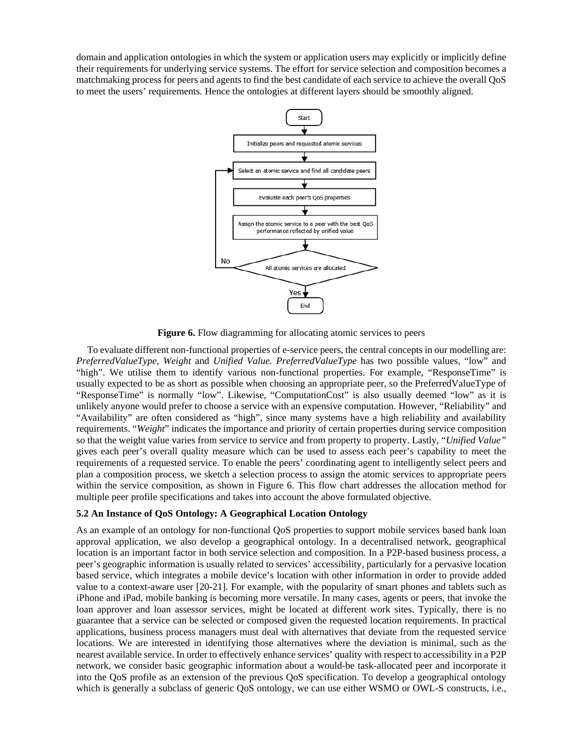domain and application ontologies in which the system or application users may explicitly or implicitly define their requirements for underlying service systems. The effort for service selection and composition becomes a matchmaking process for peers and agents to find the best candidate of each service to achieve the overall QoS to meet the users' requirements. Hence the ontologies at different layers should be smoothly aligned.

Start

Initialize peers and requested atomic services

Select an atomic service and find all candidate peers

Evaluate each peer's QoS properties

Assign the atomic service to a peer with the best QoS performance reflected by unified value

All atomic services are allocated

No

Yes

End

**Figure 6.** Flow diagramming for allocating atomic services to peers

To evaluate different non-functional properties of e-service peers, the central concepts in our modelling are: *PreferredValueType, Weight* and *Unified Value. PreferredValueType* has two possible values, "low" and "high". We utilise them to identify various non-functional properties. For example, "ResponseTime" is usually expected to be as short as possible when choosing an appropriate peer, so the PreferredValueType of "ResponseTime" is normally "low". Likewise, "ComputationCost" is also usually deemed "low" as it is unlikely anyone would prefer to choose a service with an expensive computation. However, "Reliability" and "Availability" are often considered as "high", since many systems have a high reliability and availability requirements. "*Weight*" indicates the importance and priority of certain properties during service composition so that the weight value varies from service to service and from property to property. Lastly, "*Unified Value"* gives each peer's overall quality measure which can be used to assess each peer's capability to meet the requirements of a requested service. To enable the peers' coordinating agent to intelligently select peers and plan a composition process, we sketch a selection process to assign the atomic services to appropriate peers within the service composition, as shown in Figure 6. This flow chart addresses the allocation method for multiple peer profile specifications and takes into account the above formulated objective.

### 5.2 An Instance of QoS Ontology: A Geographical Location Ontology

As an example of an ontology for non-functional QoS properties to support mobile services based bank loan approval application, we also develop a geographical ontology. In a decentralised network, geographical location is an important factor in both service selection and composition. In a P2P-based business process, a peer's geographic information is usually related to services' accessibility, particularly for a pervasive location based service, which integrates a mobile device's location with other information in order to provide added value to a context-aware user [20-21]. For example, with the popularity of smart phones and tablets such as iPhone and iPad, mobile banking is becoming more versatile. In many cases, agents or peers, that invoke the loan approver and loan assessor services, might be located at different work sites. Typically, there is no guarantee that a service can be selected or composed given the requested location requirements. In practical applications, business process managers must deal with alternatives that deviate from the requested service locations. We are interested in identifying those alternatives where the deviation is minimal, such as the nearest available service. In order to effectively enhance services' quality with respect to accessibility in a P2P network, we consider basic geographic information about a would-be task-allocated peer and incorporate it into the QoS profile as an extension of the previous QoS specification. To develop a geographical ontology which is generally a subclass of generic QoS ontology, we can use either WSMO or OWL-S constructs, i.e.,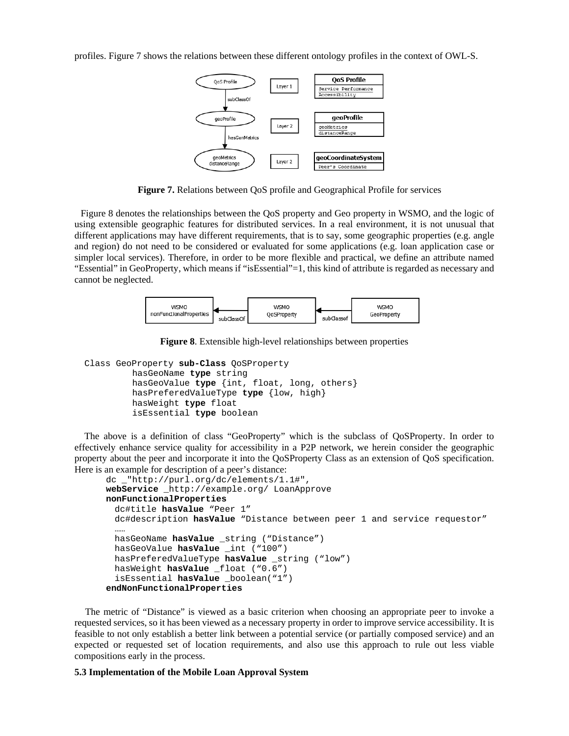profiles. Figure 7 shows the relations between these different ontology profiles in the context of OWL-S.

**Figure 7.** Relations between QoS profile and Geographical Profile for services

Figure 8 denotes the relationships between the QoS property and Geo property in WSMO, and the logic of using extensible geographic features for distributed services. In a real environment, it is not unusual that different applications may have different requirements, that is to say, some geographic properties (e.g. angle and region) do not need to be considered or evaluated for some applications (e.g. loan application case or simpler local services). Therefore, in order to be more flexible and practical, we define an attribute named "Essential" in GeoProperty, which means if "isEssential"=1, this kind of attribute is regarded as necessary and cannot be neglected.

**Figure 8**. Extensible high-level relationships between properties

```
Class GeoProperty sub-Class QoSProperty
          hasGeoName type string
          hasGeoValue type {int, float, long, others}
          hasPreferedValueType type {low, high}
          hasWeight type float
          isEssential type boolean
```

The above is a definition of class "GeoProperty" which is the subclass of QoSProperty. In order to effectively enhance service quality for accessibility in a P2P network, we herein consider the geographic property about the peer and incorporate it into the QoSProperty Class as an extension of QoS specification. Here is an example for description of a peer's distance:

```
dc _"http://purl.org/dc/elements/1.1#",
webService _http://example.org/ LoanApprove
nonFunctionalProperties
  dc#title hasValue "Peer 1"
  dc#description hasValue "Distance between peer 1 and service requestor"
  ……
  hasGeoName hasValue _string ("Distance")
  hasGeoValue hasValue _int ("100")
  hasPreferedValueType hasValue _string ("low")
  hasWeight hasValue _float ("0.6")
  isEssential hasValue _boolean("1")
endNonFunctionalProperties
```

The metric of "Distance" is viewed as a basic criterion when choosing an appropriate peer to invoke a requested services, so it has been viewed as a necessary property in order to improve service accessibility. It is feasible to not only establish a better link between a potential service (or partially composed service) and an expected or requested set of location requirements, and also use this approach to rule out less viable compositions early in the process.

### 5.3 Implementation of the Mobile Loan Approval System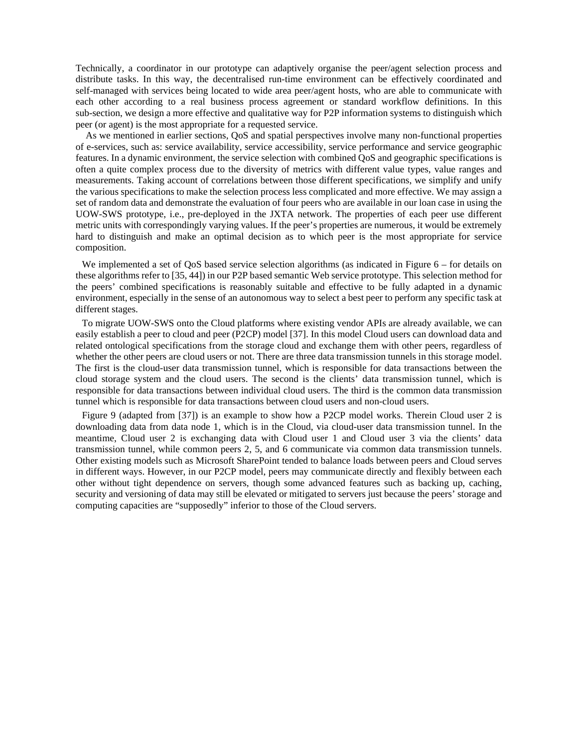Technically, a coordinator in our prototype can adaptively organise the peer/agent selection process and distribute tasks. In this way, the decentralised run-time environment can be effectively coordinated and self-managed with services being located to wide area peer/agent hosts, who are able to communicate with each other according to a real business process agreement or standard workflow definitions. In this sub-section, we design a more effective and qualitative way for P2P information systems to distinguish which peer (or agent) is the most appropriate for a requested service.

As we mentioned in earlier sections, QoS and spatial perspectives involve many non-functional properties of e-services, such as: service availability, service accessibility, service performance and service geographic features. In a dynamic environment, the service selection with combined QoS and geographic specifications is often a quite complex process due to the diversity of metrics with different value types, value ranges and measurements. Taking account of correlations between those different specifications, we simplify and unify the various specifications to make the selection process less complicated and more effective. We may assign a set of random data and demonstrate the evaluation of four peers who are available in our loan case in using the UOW-SWS prototype, i.e., pre-deployed in the JXTA network. The properties of each peer use different metric units with correspondingly varying values. If the peer's properties are numerous, it would be extremely hard to distinguish and make an optimal decision as to which peer is the most appropriate for service composition.

We implemented a set of QoS based service selection algorithms (as indicated in Figure 6 – for details on these algorithms refer to [35, 44]) in our P2P based semantic Web service prototype. This selection method for the peers' combined specifications is reasonably suitable and effective to be fully adapted in a dynamic environment, especially in the sense of an autonomous way to select a best peer to perform any specific task at different stages.

To migrate UOW-SWS onto the Cloud platforms where existing vendor APIs are already available, we can easily establish a peer to cloud and peer (P2CP) model [37]. In this model Cloud users can download data and related ontological specifications from the storage cloud and exchange them with other peers, regardless of whether the other peers are cloud users or not. There are three data transmission tunnels in this storage model. The first is the cloud-user data transmission tunnel, which is responsible for data transactions between the cloud storage system and the cloud users. The second is the clients' data transmission tunnel, which is responsible for data transactions between individual cloud users. The third is the common data transmission tunnel which is responsible for data transactions between cloud users and non-cloud users.

Figure 9 (adapted from [37]) is an example to show how a P2CP model works. Therein Cloud user 2 is downloading data from data node 1, which is in the Cloud, via cloud-user data transmission tunnel. In the meantime, Cloud user 2 is exchanging data with Cloud user 1 and Cloud user 3 via the clients' data transmission tunnel, while common peers 2, 5, and 6 communicate via common data transmission tunnels. Other existing models such as Microsoft SharePoint tended to balance loads between peers and Cloud serves in different ways. However, in our P2CP model, peers may communicate directly and flexibly between each other without tight dependence on servers, though some advanced features such as backing up, caching, security and versioning of data may still be elevated or mitigated to servers just because the peers' storage and computing capacities are "supposedly" inferior to those of the Cloud servers.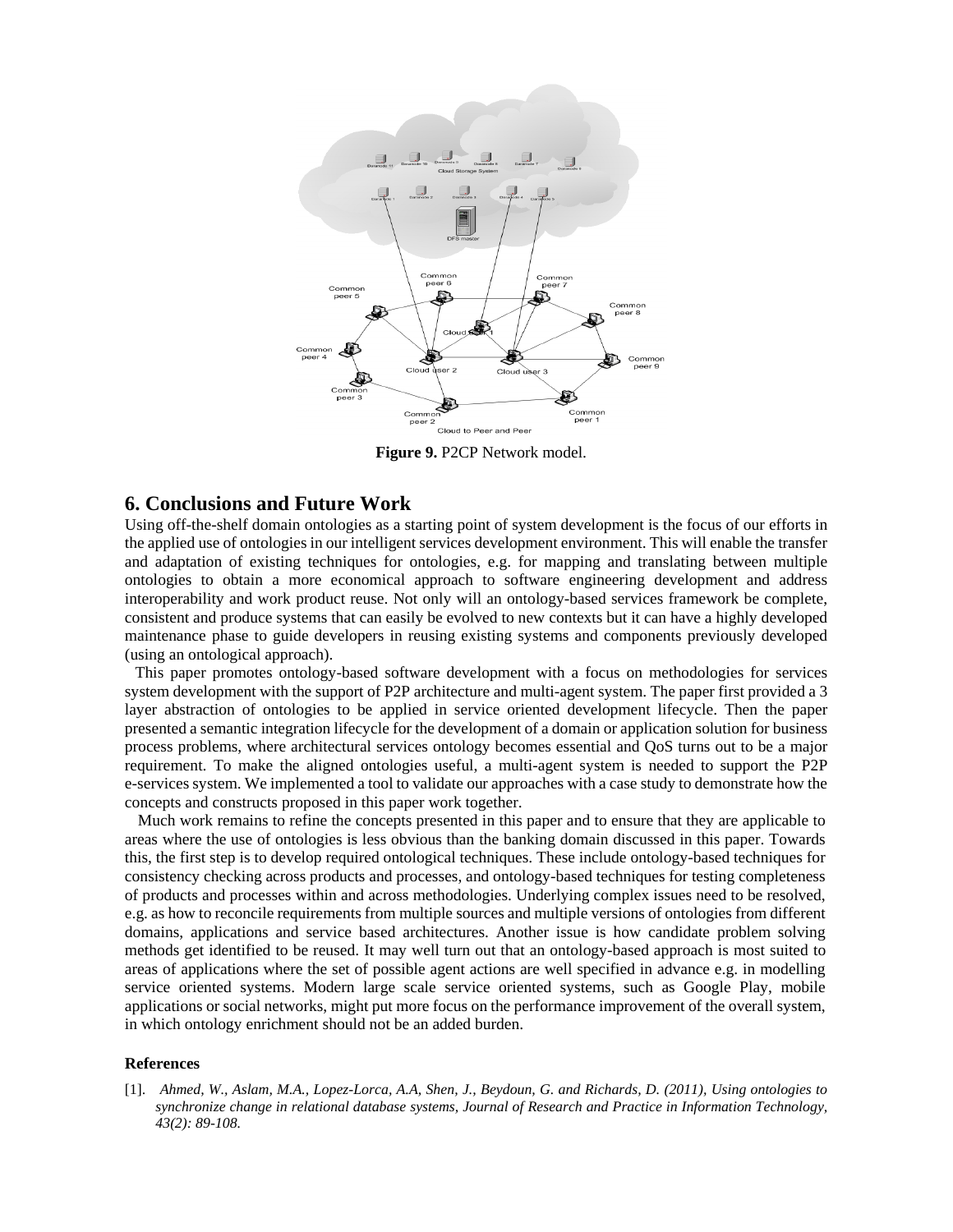Figure 9. P2CP Network model.

## 6. Conclusions and Future Work

Using off-the-shelf domain ontologies as a starting point of system development is the focus of our efforts in the applied use of ontologies in our intelligent services development environment. This will enable the transfer and adaptation of existing techniques for ontologies, e.g. for mapping and translating between multiple ontologies to obtain a more economical approach to software engineering development and address interoperability and work product reuse. Not only will an ontology-based services framework be complete, consistent and produce systems that can easily be evolved to new contexts but it can have a highly developed maintenance phase to guide developers in reusing existing systems and components previously developed (using an ontological approach).

This paper promotes ontology-based software development with a focus on methodologies for services system development with the support of P2P architecture and multi-agent system. The paper first provided a 3 layer abstraction of ontologies to be applied in service oriented development lifecycle. Then the paper presented a semantic integration lifecycle for the development of a domain or application solution for business process problems, where architectural services ontology becomes essential and QoS turns out to be a major requirement. To make the aligned ontologies useful, a multi-agent system is needed to support the P2P e-services system. We implemented a tool to validate our approaches with a case study to demonstrate how the concepts and constructs proposed in this paper work together.

Much work remains to refine the concepts presented in this paper and to ensure that they are applicable to areas where the use of ontologies is less obvious than the banking domain discussed in this paper. Towards this, the first step is to develop required ontological techniques. These include ontology-based techniques for consistency checking across products and processes, and ontology-based techniques for testing completeness of products and processes within and across methodologies. Underlying complex issues need to be resolved, e.g. as how to reconcile requirements from multiple sources and multiple versions of ontologies from different domains, applications and service based architectures. Another issue is how candidate problem solving methods get identified to be reused. It may well turn out that an ontology-based approach is most suited to areas of applications where the set of possible agent actions are well specified in advance e.g. in modelling service oriented systems. Modern large scale service oriented systems, such as Google Play, mobile applications or social networks, might put more focus on the performance improvement of the overall system, in which ontology enrichment should not be an added burden.

### References

[1]. *Ahmed, W., Aslam, M.A., Lopez-Lorca, A.A, Shen, J., Beydoun, G. and Richards, D. (2011), Using ontologies to synchronize change in relational database systems, Journal of Research and Practice in Information Technology, 43(2): 89-108.*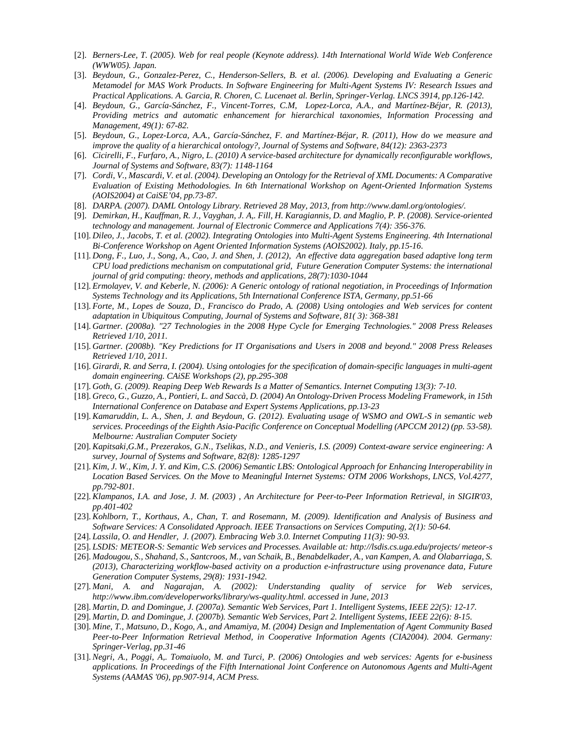[2]. *Berners-Lee, T. (2005). Web for real people (Keynote address). 14th International World Wide Web Conference (WWW05). Japan.*

[3]. *Beydoun, G., Gonzalez-Perez, C., Henderson-Sellers, B. et al. (2006). Developing and Evaluating a Generic Metamodel for MAS Work Products. In Software Engineering for Multi-Agent Systems IV: Research Issues and Practical Applications. A. Garcia, R. Choren, C. Lucenaet al. Berlin, Springer-Verlag. LNCS 3914, pp.126-142.*

[4]. *Beydoun, G., García-Sánchez, F., Vincent-Torres, C.M, Lopez-Lorca, A.A., and Martínez-Béjar, R. (2013), Providing metrics and automatic enhancement for hierarchical taxonomies, Information Processing and Management, 49(1): 67-82.*

[5]. *Beydoun, G., Lopez-Lorca, A.A., García-Sánchez, F. and Martínez-Béjar, R. (2011), How do we measure and improve the quality of a hierarchical ontology?, Journal of Systems and Software, 84(12): 2363-2373*

[6]. *Cicirelli, F., Furfaro, A., Nigro, L. (2010) A service-based architecture for dynamically reconfigurable workflows, Journal of Systems and Software, 83(7): 1148-1164*

[7]. *Cordi, V., Mascardi, V. et al. (2004). Developing an Ontology for the Retrieval of XML Documents: A Comparative Evaluation of Existing Methodologies. In 6th International Workshop on Agent-Oriented Information Systems (AOIS2004) at CaiSE'04, pp.73-87.*

[8]. *DARPA. (2007). DAML Ontology Library. Retrieved 28 May, 2013, from http://www.daml.org/ontologies/.*

[9]. *Demirkan, H., Kauffman, R. J., Vayghan, J. A,. Fill, H. Karagiannis, D. and Maglio, P. P. (2008). Service-oriented technology and management. Journal of Electronic Commerce and Applications 7(4): 356-376.*

[10]. *Dileo, J., Jacobs, T. et al. (2002). Integrating Ontologies into Multi-Agent Systems Engineering. 4th International Bi-Conference Workshop on Agent Oriented Information Systems (AOIS2002). Italy, pp.15-16.*

[11]. *Dong, F., Luo, J., Song, A., Cao, J. and Shen, J. (2012), An effective data aggregation based adaptive long term CPU load predictions mechanism on computational grid, Future Generation Computer Systems: the international journal of grid computing: theory, methods and applications, 28(7):1030-1044*

[12]. *Ermolayev, V. and Keberle, N. (2006): A Generic ontology of rational negotiation, in Proceedings of Information Systems Technology and its Applications, 5th International Conference ISTA, Germany, pp.51-66*

[13]. *Forte, M., Lopes de Souza, D., Francisco do Prado, A. (2008) Using ontologies and Web services for content adaptation in Ubiquitous Computing, Journal of Systems and Software, 81( 3): 368-381*

[14]. *Gartner. (2008a). "27 Technologies in the 2008 Hype Cycle for Emerging Technologies." 2008 Press Releases Retrieved 1/10, 2011.*

[15]. *Gartner. (2008b). "Key Predictions for IT Organisations and Users in 2008 and beyond." 2008 Press Releases Retrieved 1/10, 2011.*

[16]. *Girardi, R. and Serra, I. (2004). Using ontologies for the specification of domain-specific languages in multi-agent domain engineering. CAiSE Workshops (2), pp.295-308*

[17]. *Goth, G. (2009). Reaping Deep Web Rewards Is a Matter of Semantics. Internet Computing 13(3): 7-10.*

[18]. *Greco, G., Guzzo, A., Pontieri, L. and Saccà, D. (2004) An Ontology-Driven Process Modeling Framework, in 15th International Conference on Database and Expert Systems Applications, pp.13-23*

[19]. *Kamaruddin, L. A., Shen, J. and Beydoun, G. (2012). Evaluating usage of WSMO and OWL-S in semantic web services. Proceedings of the Eighth Asia-Pacific Conference on Conceptual Modelling (APCCM 2012) (pp. 53-58). Melbourne: Australian Computer Society*

[20]. *Kapitsaki,G.M., Prezerakos, G.N., Tselikas, N.D., and Venieris, I.S. (2009) Context-aware service engineering: A survey, Journal of Systems and Software, 82(8): 1285-1297*

[21]. *Kim, J. W., Kim, J. Y. and Kim, C.S. (2006) Semantic LBS: Ontological Approach for Enhancing Interoperability in Location Based Services. On the Move to Meaningful Internet Systems: OTM 2006 Workshops, LNCS, Vol.4277, pp.792-801.*

[22]. *Klampanos, I.A. and Jose, J. M. (2003) , An Architecture for Peer-to-Peer Information Retrieval, in SIGIR'03, pp.401-402*

[23]. *Kohlborn, T., Korthaus, A., Chan, T. and Rosemann, M. (2009). Identification and Analysis of Business and Software Services: A Consolidated Approach. IEEE Transactions on Services Computing, 2(1): 50-64.*

[24]. *Lassila, O. and Hendler, J. (2007). Embracing Web 3.0. Internet Computing 11(3): 90-93.*

[25]. *LSDIS: METEOR-S: Semantic Web services and Processes. Available at: http://lsdis.cs.uga.edu/projects/ meteor-s*

[26]. *Madougou, S., Shahand, S., Santcroos, M., van Schaik, B., Benabdelkader, A., van Kampen, A. and Olabarriaga, S. (2013), Characterizing workflow-based activity on a production e-infrastructure using provenance data, Future Generation Computer Systems, 29(8): 1931-1942.*

[27]. *Mani, A. and Nagarajan, A. (2002): Understanding quality of service for Web services, http://www.ibm.com/developerworks/library/ws-quality.html. accessed in June, 2013*

[28]. *Martin, D. and Domingue, J. (2007a). Semantic Web Services, Part 1. Intelligent Systems, IEEE 22(5): 12-17.*

[29]. *Martin, D. and Domingue, J. (2007b). Semantic Web Services, Part 2. Intelligent Systems, IEEE 22(6): 8-15.*

[30]. *Mine, T., Matsuno, D., Kogo, A., and Amamiya, M. (2004) Design and Implementation of Agent Community Based Peer-to-Peer Information Retrieval Method, in Cooperative Information Agents (CIA2004). 2004. Germany: Springer-Verlag, pp.31-46*

[31]. *Negri, A., Poggi, A,. Tomaiuolo, M. and Turci, P. (2006) Ontologies and web services: Agents for e-business applications. In Proceedings of the Fifth International Joint Conference on Autonomous Agents and Multi-Agent Systems (AAMAS '06), pp.907-914, ACM Press.*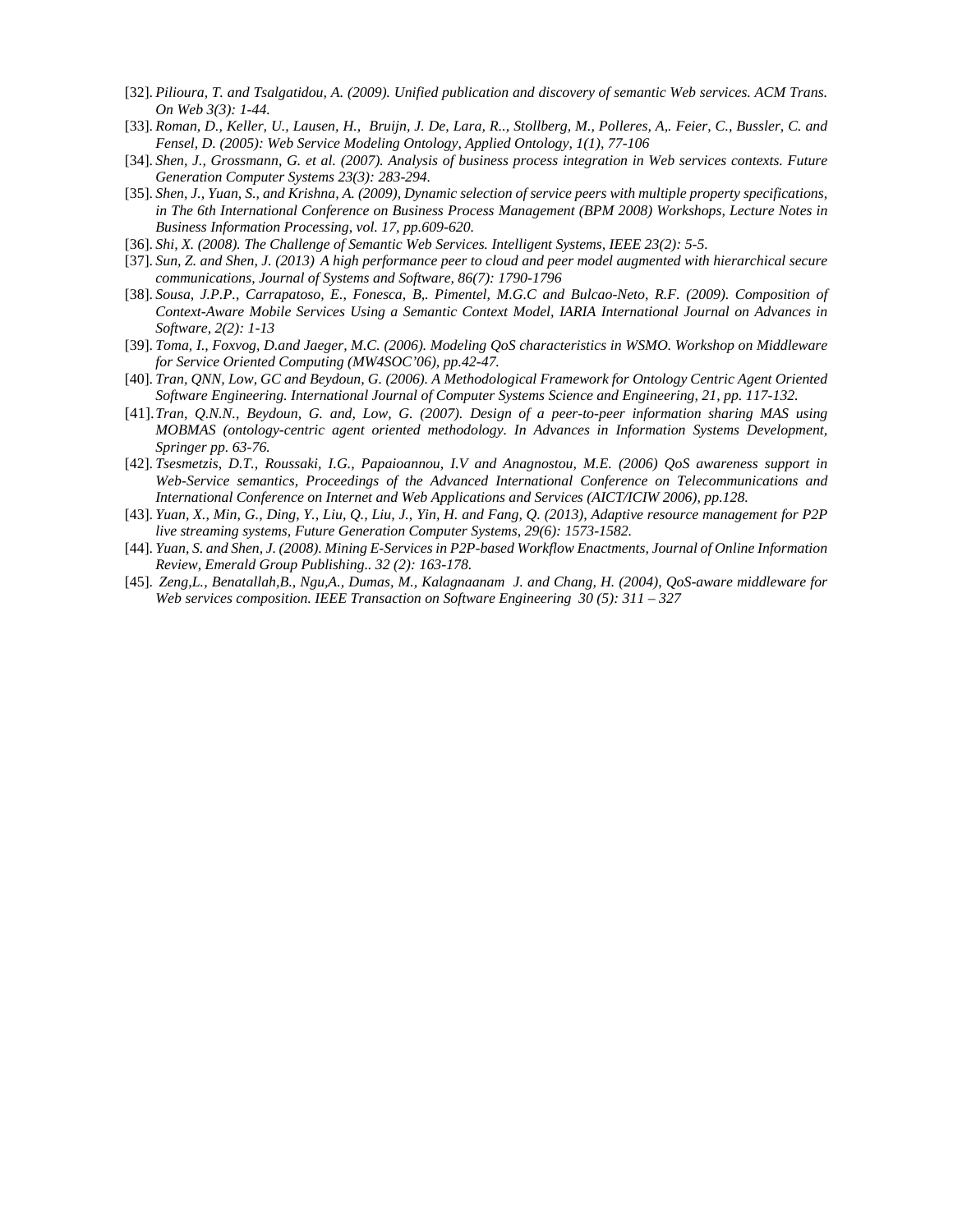[32]. *Pilioura, T. and Tsalgatidou, A. (2009). Unified publication and discovery of semantic Web services. ACM Trans. On Web 3(3): 1-44.*

[33]. *Roman, D., Keller, U., Lausen, H., Bruijn, J. De, Lara, R.., Stollberg, M., Polleres, A,. Feier, C., Bussler, C. and Fensel, D. (2005): Web Service Modeling Ontology, Applied Ontology, 1(1), 77-106*

[34]. *Shen, J., Grossmann, G. et al. (2007). Analysis of business process integration in Web services contexts. Future Generation Computer Systems 23(3): 283-294.*

[35]. *Shen, J., Yuan, S., and Krishna, A. (2009), Dynamic selection of service peers with multiple property specifications, in The 6th International Conference on Business Process Management (BPM 2008) Workshops, Lecture Notes in Business Information Processing, vol. 17, pp.609-620.*

[36]. *Shi, X. (2008). The Challenge of Semantic Web Services. Intelligent Systems, IEEE 23(2): 5-5.*

[37]. *Sun, Z. and Shen, J. (2013) A high performance peer to cloud and peer model augmented with hierarchical secure communications, Journal of Systems and Software, 86(7): 1790-1796*

[38]. *Sousa, J.P.P., Carrapatoso, E., Fonesca, B,. Pimentel, M.G.C and Bulcao-Neto, R.F. (2009). Composition of Context-Aware Mobile Services Using a Semantic Context Model, IARIA International Journal on Advances in Software, 2(2): 1-13*

[39]. *Toma, I., Foxvog, D.and Jaeger, M.C. (2006). Modeling QoS characteristics in WSMO. Workshop on Middleware for Service Oriented Computing (MW4SOC'06), pp.42-47.*

[40]. *Tran, QNN, Low, GC and Beydoun, G. (2006). A Methodological Framework for Ontology Centric Agent Oriented Software Engineering. International Journal of Computer Systems Science and Engineering, 21, pp. 117-132.*

[41]. *Tran, Q.N.N., Beydoun, G. and, Low, G. (2007). Design of a peer-to-peer information sharing MAS using MOBMAS (ontology-centric agent oriented methodology. In Advances in Information Systems Development, Springer pp. 63-76.*

[42]. *Tsesmetzis, D.T., Roussaki, I.G., Papaioannou, I.V and Anagnostou, M.E. (2006) QoS awareness support in Web-Service semantics, Proceedings of the Advanced International Conference on Telecommunications and International Conference on Internet and Web Applications and Services (AICT/ICIW 2006), pp.128.*

[43]. *Yuan, X., Min, G., Ding, Y., Liu, Q., Liu, J., Yin, H. and Fang, Q. (2013), Adaptive resource management for P2P live streaming systems, Future Generation Computer Systems, 29(6): 1573-1582.*

[44]. *Yuan, S. and Shen, J. (2008). Mining E-Services in P2P-based Workflow Enactments, Journal of Online Information Review, Emerald Group Publishing.. 32 (2): 163-178.*

[45]. *Zeng,L., Benatallah,B., Ngu,A., Dumas, M., Kalagnaanam J. and Chang, H. (2004), QoS-aware middleware for Web services composition. IEEE Transaction on Software Engineering 30 (5): 311 – 327*